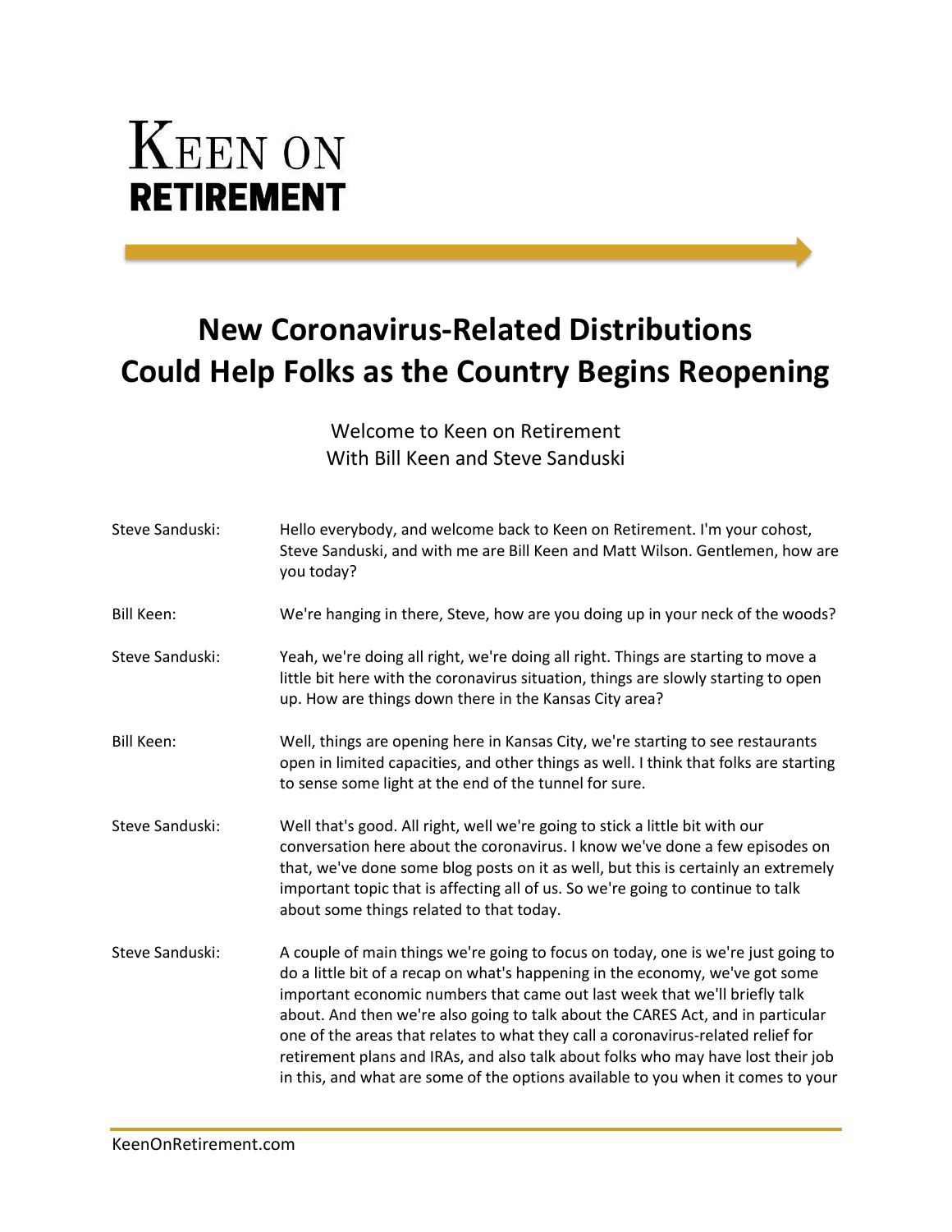# Keen on Retirement

## New Coronavirus-Related Distributions Could Help Folks as the Country Begins Reopening

Welcome to Keen on Retirement
With Bill Keen and Steve Sanduski

| | |
|---|---|
| Steve Sanduski: | Hello everybody, and welcome back to Keen on Retirement. I'm your cohost, Steve Sanduski, and with me are Bill Keen and Matt Wilson. Gentlemen, how are you today? |
| Bill Keen: | We're hanging in there, Steve, how are you doing up in your neck of the woods? |
| Steve Sanduski: | Yeah, we're doing all right, we're doing all right. Things are starting to move a little bit here with the coronavirus situation, things are slowly starting to open up. How are things down there in the Kansas City area? |
| Bill Keen: | Well, things are opening here in Kansas City, we're starting to see restaurants open in limited capacities, and other things as well. I think that folks are starting to sense some light at the end of the tunnel for sure. |
| Steve Sanduski: | Well that's good. All right, well we're going to stick a little bit with our conversation here about the coronavirus. I know we've done a few episodes on that, we've done some blog posts on it as well, but this is certainly an extremely important topic that is affecting all of us. So we're going to continue to talk about some things related to that today. |
| Steve Sanduski: | A couple of main things we're going to focus on today, one is we're just going to do a little bit of a recap on what's happening in the economy, we've got some important economic numbers that came out last week that we'll briefly talk about. And then we're also going to talk about the CARES Act, and in particular one of the areas that relates to what they call a coronavirus-related relief for retirement plans and IRAs, and also talk about folks who may have lost their job in this, and what are some of the options available to you when it comes to your |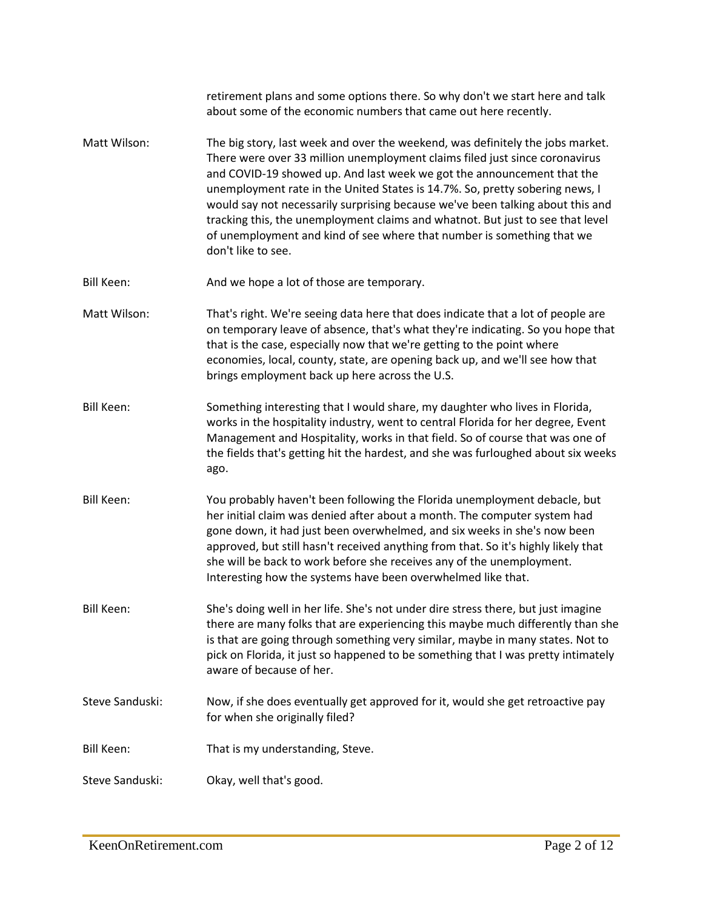retirement plans and some options there. So why don't we start here and talk about some of the economic numbers that came out here recently.

**Matt Wilson:** The big story, last week and over the weekend, was definitely the jobs market. There were over 33 million unemployment claims filed just since coronavirus and COVID-19 showed up. And last week we got the announcement that the unemployment rate in the United States is 14.7%. So, pretty sobering news, I would say not necessarily surprising because we've been talking about this and tracking this, the unemployment claims and whatnot. But just to see that level of unemployment and kind of see where that number is something that we don't like to see.

**Bill Keen:** And we hope a lot of those are temporary.

**Matt Wilson:** That's right. We're seeing data here that does indicate that a lot of people are on temporary leave of absence, that's what they're indicating. So you hope that that is the case, especially now that we're getting to the point where economies, local, county, state, are opening back up, and we'll see how that brings employment back up here across the U.S.

**Bill Keen:** Something interesting that I would share, my daughter who lives in Florida, works in the hospitality industry, went to central Florida for her degree, Event Management and Hospitality, works in that field. So of course that was one of the fields that's getting hit the hardest, and she was furloughed about six weeks ago.

**Bill Keen:** You probably haven't been following the Florida unemployment debacle, but her initial claim was denied after about a month. The computer system had gone down, it had just been overwhelmed, and six weeks in she's now been approved, but still hasn't received anything from that. So it's highly likely that she will be back to work before she receives any of the unemployment. Interesting how the systems have been overwhelmed like that.

**Bill Keen:** She's doing well in her life. She's not under dire stress there, but just imagine there are many folks that are experiencing this maybe much differently than she is that are going through something very similar, maybe in many states. Not to pick on Florida, it just so happened to be something that I was pretty intimately aware of because of her.

**Steve Sanduski:** Now, if she does eventually get approved for it, would she get retroactive pay for when she originally filed?

**Bill Keen:** That is my understanding, Steve.

**Steve Sanduski:** Okay, well that's good.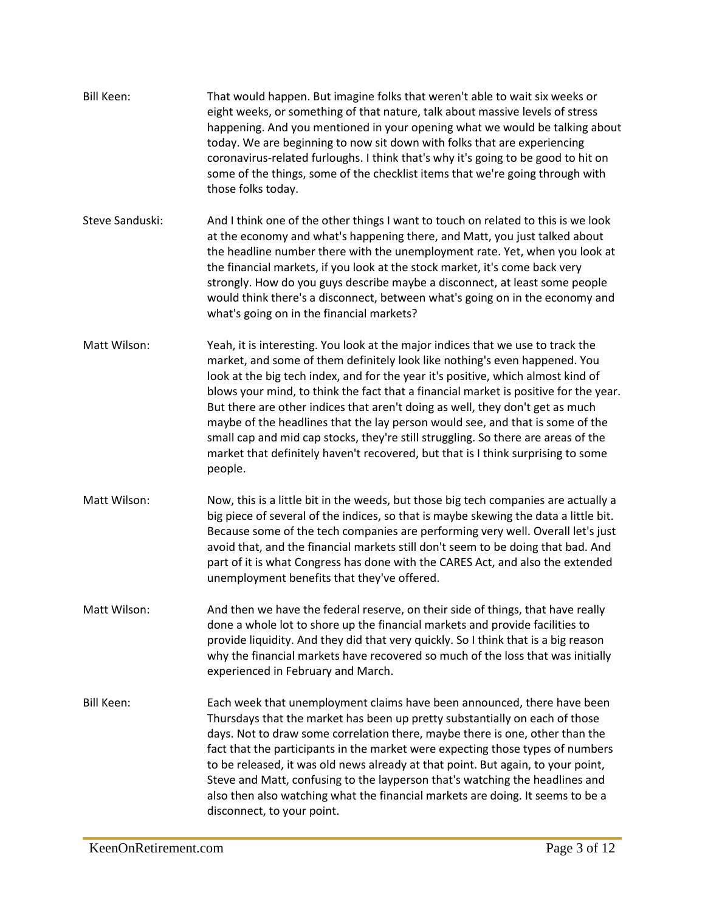**Bill Keen:** That would happen. But imagine folks that weren't able to wait six weeks or eight weeks, or something of that nature, talk about massive levels of stress happening. And you mentioned in your opening what we would be talking about today. We are beginning to now sit down with folks that are experiencing coronavirus-related furloughs. I think that's why it's going to be good to hit on some of the things, some of the checklist items that we're going through with those folks today.

**Steve Sanduski:** And I think one of the other things I want to touch on related to this is we look at the economy and what's happening there, and Matt, you just talked about the headline number there with the unemployment rate. Yet, when you look at the financial markets, if you look at the stock market, it's come back very strongly. How do you guys describe maybe a disconnect, at least some people would think there's a disconnect, between what's going on in the economy and what's going on in the financial markets?

**Matt Wilson:** Yeah, it is interesting. You look at the major indices that we use to track the market, and some of them definitely look like nothing's even happened. You look at the big tech index, and for the year it's positive, which almost kind of blows your mind, to think the fact that a financial market is positive for the year. But there are other indices that aren't doing as well, they don't get as much maybe of the headlines that the lay person would see, and that is some of the small cap and mid cap stocks, they're still struggling. So there are areas of the market that definitely haven't recovered, but that is I think surprising to some people.

**Matt Wilson:** Now, this is a little bit in the weeds, but those big tech companies are actually a big piece of several of the indices, so that is maybe skewing the data a little bit. Because some of the tech companies are performing very well. Overall let's just avoid that, and the financial markets still don't seem to be doing that bad. And part of it is what Congress has done with the CARES Act, and also the extended unemployment benefits that they've offered.

**Matt Wilson:** And then we have the federal reserve, on their side of things, that have really done a whole lot to shore up the financial markets and provide facilities to provide liquidity. And they did that very quickly. So I think that is a big reason why the financial markets have recovered so much of the loss that was initially experienced in February and March.

**Bill Keen:** Each week that unemployment claims have been announced, there have been Thursdays that the market has been up pretty substantially on each of those days. Not to draw some correlation there, maybe there is one, other than the fact that the participants in the market were expecting those types of numbers to be released, it was old news already at that point. But again, to your point, Steve and Matt, confusing to the layperson that's watching the headlines and also then also watching what the financial markets are doing. It seems to be a disconnect, to your point.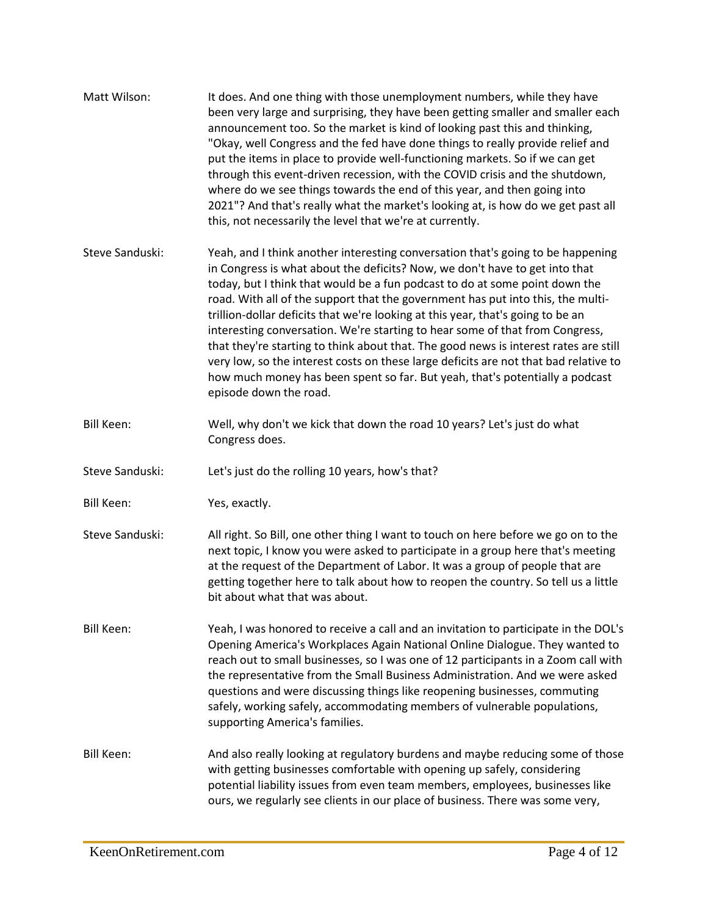Matt Wilson: It does. And one thing with those unemployment numbers, while they have been very large and surprising, they have been getting smaller and smaller each announcement too. So the market is kind of looking past this and thinking, "Okay, well Congress and the fed have done things to really provide relief and put the items in place to provide well-functioning markets. So if we can get through this event-driven recession, with the COVID crisis and the shutdown, where do we see things towards the end of this year, and then going into 2021"? And that's really what the market's looking at, is how do we get past all this, not necessarily the level that we're at currently.

Steve Sanduski: Yeah, and I think another interesting conversation that's going to be happening in Congress is what about the deficits? Now, we don't have to get into that today, but I think that would be a fun podcast to do at some point down the road. With all of the support that the government has put into this, the multi-trillion-dollar deficits that we're looking at this year, that's going to be an interesting conversation. We're starting to hear some of that from Congress, that they're starting to think about that. The good news is interest rates are still very low, so the interest costs on these large deficits are not that bad relative to how much money has been spent so far. But yeah, that's potentially a podcast episode down the road.

Bill Keen: Well, why don't we kick that down the road 10 years? Let's just do what Congress does.

Steve Sanduski: Let's just do the rolling 10 years, how's that?

Bill Keen: Yes, exactly.

Steve Sanduski: All right. So Bill, one other thing I want to touch on here before we go on to the next topic, I know you were asked to participate in a group here that's meeting at the request of the Department of Labor. It was a group of people that are getting together here to talk about how to reopen the country. So tell us a little bit about what that was about.

Bill Keen: Yeah, I was honored to receive a call and an invitation to participate in the DOL's Opening America's Workplaces Again National Online Dialogue. They wanted to reach out to small businesses, so I was one of 12 participants in a Zoom call with the representative from the Small Business Administration. And we were asked questions and were discussing things like reopening businesses, commuting safely, working safely, accommodating members of vulnerable populations, supporting America's families.

Bill Keen: And also really looking at regulatory burdens and maybe reducing some of those with getting businesses comfortable with opening up safely, considering potential liability issues from even team members, employees, businesses like ours, we regularly see clients in our place of business. There was some very,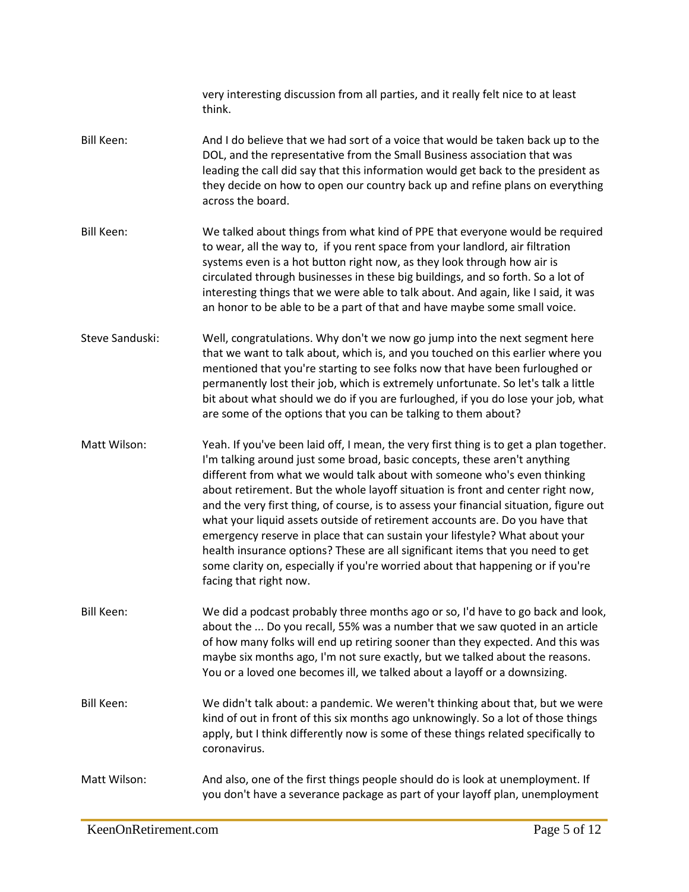very interesting discussion from all parties, and it really felt nice to at least think.

**Bill Keen:** And I do believe that we had sort of a voice that would be taken back up to the DOL, and the representative from the Small Business association that was leading the call did say that this information would get back to the president as they decide on how to open our country back up and refine plans on everything across the board.

**Bill Keen:** We talked about things from what kind of PPE that everyone would be required to wear, all the way to, if you rent space from your landlord, air filtration systems even is a hot button right now, as they look through how air is circulated through businesses in these big buildings, and so forth. So a lot of interesting things that we were able to talk about. And again, like I said, it was an honor to be able to be a part of that and have maybe some small voice.

**Steve Sanduski:** Well, congratulations. Why don't we now go jump into the next segment here that we want to talk about, which is, and you touched on this earlier where you mentioned that you're starting to see folks now that have been furloughed or permanently lost their job, which is extremely unfortunate. So let's talk a little bit about what should we do if you are furloughed, if you do lose your job, what are some of the options that you can be talking to them about?

**Matt Wilson:** Yeah. If you've been laid off, I mean, the very first thing is to get a plan together. I'm talking around just some broad, basic concepts, these aren't anything different from what we would talk about with someone who's even thinking about retirement. But the whole layoff situation is front and center right now, and the very first thing, of course, is to assess your financial situation, figure out what your liquid assets outside of retirement accounts are. Do you have that emergency reserve in place that can sustain your lifestyle? What about your health insurance options? These are all significant items that you need to get some clarity on, especially if you're worried about that happening or if you're facing that right now.

**Bill Keen:** We did a podcast probably three months ago or so, I'd have to go back and look, about the ... Do you recall, 55% was a number that we saw quoted in an article of how many folks will end up retiring sooner than they expected. And this was maybe six months ago, I'm not sure exactly, but we talked about the reasons. You or a loved one becomes ill, we talked about a layoff or a downsizing.

**Bill Keen:** We didn't talk about: a pandemic. We weren't thinking about that, but we were kind of out in front of this six months ago unknowingly. So a lot of those things apply, but I think differently now is some of these things related specifically to coronavirus.

**Matt Wilson:** And also, one of the first things people should do is look at unemployment. If you don't have a severance package as part of your layoff plan, unemployment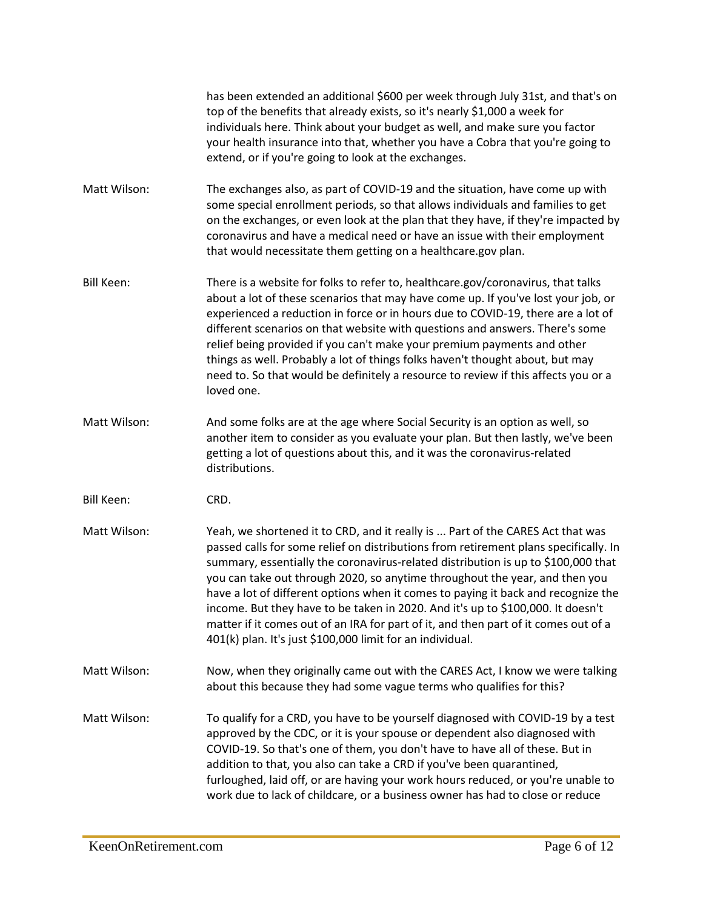has been extended an additional $600 per week through July 31st, and that's on top of the benefits that already exists, so it's nearly $1,000 a week for individuals here. Think about your budget as well, and make sure you factor your health insurance into that, whether you have a Cobra that you're going to extend, or if you're going to look at the exchanges.

**Matt Wilson:** The exchanges also, as part of COVID-19 and the situation, have come up with some special enrollment periods, so that allows individuals and families to get on the exchanges, or even look at the plan that they have, if they're impacted by coronavirus and have a medical need or have an issue with their employment that would necessitate them getting on a healthcare.gov plan.

**Bill Keen:** There is a website for folks to refer to, healthcare.gov/coronavirus, that talks about a lot of these scenarios that may have come up. If you've lost your job, or experienced a reduction in force or in hours due to COVID-19, there are a lot of different scenarios on that website with questions and answers. There's some relief being provided if you can't make your premium payments and other things as well. Probably a lot of things folks haven't thought about, but may need to. So that would be definitely a resource to review if this affects you or a loved one.

**Matt Wilson:** And some folks are at the age where Social Security is an option as well, so another item to consider as you evaluate your plan. But then lastly, we've been getting a lot of questions about this, and it was the coronavirus-related distributions.

**Bill Keen:** CRD.

**Matt Wilson:** Yeah, we shortened it to CRD, and it really is ... Part of the CARES Act that was passed calls for some relief on distributions from retirement plans specifically. In summary, essentially the coronavirus-related distribution is up to $100,000 that you can take out through 2020, so anytime throughout the year, and then you have a lot of different options when it comes to paying it back and recognize the income. But they have to be taken in 2020. And it's up to $100,000. It doesn't matter if it comes out of an IRA for part of it, and then part of it comes out of a 401(k) plan. It's just $100,000 limit for an individual.

**Matt Wilson:** Now, when they originally came out with the CARES Act, I know we were talking about this because they had some vague terms who qualifies for this?

**Matt Wilson:** To qualify for a CRD, you have to be yourself diagnosed with COVID-19 by a test approved by the CDC, or it is your spouse or dependent also diagnosed with COVID-19. So that's one of them, you don't have to have all of these. But in addition to that, you also can take a CRD if you've been quarantined, furloughed, laid off, or are having your work hours reduced, or you're unable to work due to lack of childcare, or a business owner has had to close or reduce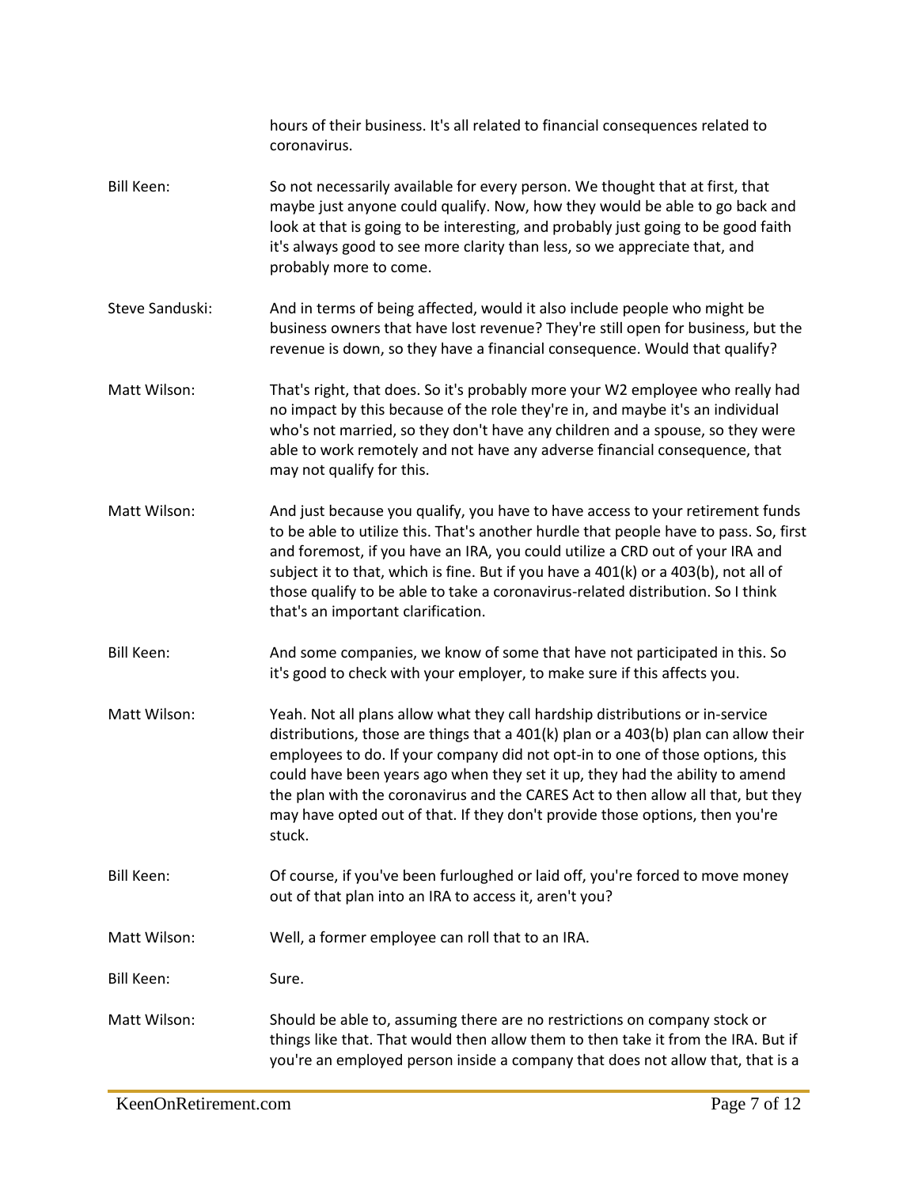hours of their business. It's all related to financial consequences related to coronavirus.

Bill Keen: So not necessarily available for every person. We thought that at first, that maybe just anyone could qualify. Now, how they would be able to go back and look at that is going to be interesting, and probably just going to be good faith it's always good to see more clarity than less, so we appreciate that, and probably more to come.

Steve Sanduski: And in terms of being affected, would it also include people who might be business owners that have lost revenue? They're still open for business, but the revenue is down, so they have a financial consequence. Would that qualify?

Matt Wilson: That's right, that does. So it's probably more your W2 employee who really had no impact by this because of the role they're in, and maybe it's an individual who's not married, so they don't have any children and a spouse, so they were able to work remotely and not have any adverse financial consequence, that may not qualify for this.

Matt Wilson: And just because you qualify, you have to have access to your retirement funds to be able to utilize this. That's another hurdle that people have to pass. So, first and foremost, if you have an IRA, you could utilize a CRD out of your IRA and subject it to that, which is fine. But if you have a 401(k) or a 403(b), not all of those qualify to be able to take a coronavirus-related distribution. So I think that's an important clarification.

Bill Keen: And some companies, we know of some that have not participated in this. So it's good to check with your employer, to make sure if this affects you.

Matt Wilson: Yeah. Not all plans allow what they call hardship distributions or in-service distributions, those are things that a 401(k) plan or a 403(b) plan can allow their employees to do. If your company did not opt-in to one of those options, this could have been years ago when they set it up, they had the ability to amend the plan with the coronavirus and the CARES Act to then allow all that, but they may have opted out of that. If they don't provide those options, then you're stuck.

Bill Keen: Of course, if you've been furloughed or laid off, you're forced to move money out of that plan into an IRA to access it, aren't you?

Matt Wilson: Well, a former employee can roll that to an IRA.

Bill Keen: Sure.

Matt Wilson: Should be able to, assuming there are no restrictions on company stock or things like that. That would then allow them to then take it from the IRA. But if you're an employed person inside a company that does not allow that, that is a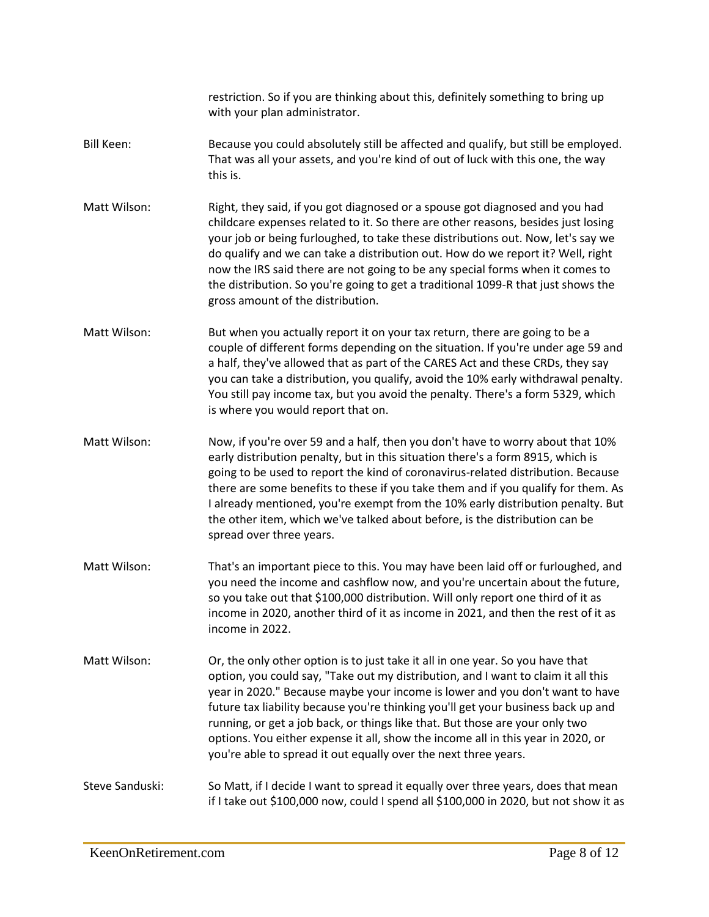restriction. So if you are thinking about this, definitely something to bring up with your plan administrator.

Bill Keen: Because you could absolutely still be affected and qualify, but still be employed. That was all your assets, and you're kind of out of luck with this one, the way this is.

Matt Wilson: Right, they said, if you got diagnosed or a spouse got diagnosed and you had childcare expenses related to it. So there are other reasons, besides just losing your job or being furloughed, to take these distributions out. Now, let's say we do qualify and we can take a distribution out. How do we report it? Well, right now the IRS said there are not going to be any special forms when it comes to the distribution. So you're going to get a traditional 1099-R that just shows the gross amount of the distribution.

Matt Wilson: But when you actually report it on your tax return, there are going to be a couple of different forms depending on the situation. If you're under age 59 and a half, they've allowed that as part of the CARES Act and these CRDs, they say you can take a distribution, you qualify, avoid the 10% early withdrawal penalty. You still pay income tax, but you avoid the penalty. There's a form 5329, which is where you would report that on.

Matt Wilson: Now, if you're over 59 and a half, then you don't have to worry about that 10% early distribution penalty, but in this situation there's a form 8915, which is going to be used to report the kind of coronavirus-related distribution. Because there are some benefits to these if you take them and if you qualify for them. As I already mentioned, you're exempt from the 10% early distribution penalty. But the other item, which we've talked about before, is the distribution can be spread over three years.

Matt Wilson: That's an important piece to this. You may have been laid off or furloughed, and you need the income and cashflow now, and you're uncertain about the future, so you take out that $100,000 distribution. Will only report one third of it as income in 2020, another third of it as income in 2021, and then the rest of it as income in 2022.

Matt Wilson: Or, the only other option is to just take it all in one year. So you have that option, you could say, "Take out my distribution, and I want to claim it all this year in 2020." Because maybe your income is lower and you don't want to have future tax liability because you're thinking you'll get your business back up and running, or get a job back, or things like that. But those are your only two options. You either expense it all, show the income all in this year in 2020, or you're able to spread it out equally over the next three years.

Steve Sanduski: So Matt, if I decide I want to spread it equally over three years, does that mean if I take out $100,000 now, could I spend all $100,000 in 2020, but not show it as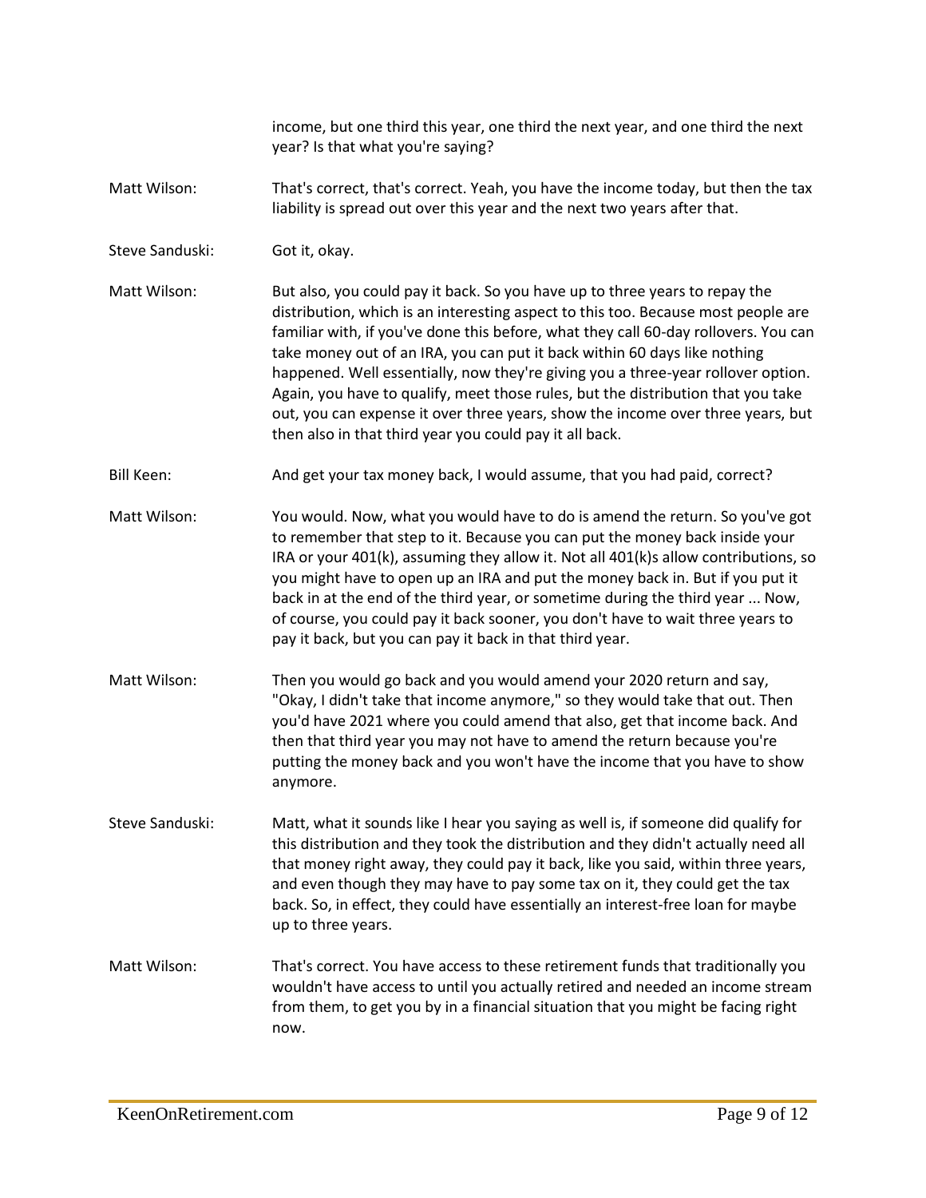income, but one third this year, one third the next year, and one third the next year? Is that what you're saying?

Matt Wilson: That's correct, that's correct. Yeah, you have the income today, but then the tax liability is spread out over this year and the next two years after that.

Steve Sanduski: Got it, okay.

Matt Wilson: But also, you could pay it back. So you have up to three years to repay the distribution, which is an interesting aspect to this too. Because most people are familiar with, if you've done this before, what they call 60-day rollovers. You can take money out of an IRA, you can put it back within 60 days like nothing happened. Well essentially, now they're giving you a three-year rollover option. Again, you have to qualify, meet those rules, but the distribution that you take out, you can expense it over three years, show the income over three years, but then also in that third year you could pay it all back.

Bill Keen: And get your tax money back, I would assume, that you had paid, correct?

Matt Wilson: You would. Now, what you would have to do is amend the return. So you've got to remember that step to it. Because you can put the money back inside your IRA or your 401(k), assuming they allow it. Not all 401(k)s allow contributions, so you might have to open up an IRA and put the money back in. But if you put it back in at the end of the third year, or sometime during the third year ... Now, of course, you could pay it back sooner, you don't have to wait three years to pay it back, but you can pay it back in that third year.

Matt Wilson: Then you would go back and you would amend your 2020 return and say, "Okay, I didn't take that income anymore," so they would take that out. Then you'd have 2021 where you could amend that also, get that income back. And then that third year you may not have to amend the return because you're putting the money back and you won't have the income that you have to show anymore.

Steve Sanduski: Matt, what it sounds like I hear you saying as well is, if someone did qualify for this distribution and they took the distribution and they didn't actually need all that money right away, they could pay it back, like you said, within three years, and even though they may have to pay some tax on it, they could get the tax back. So, in effect, they could have essentially an interest-free loan for maybe up to three years.

Matt Wilson: That's correct. You have access to these retirement funds that traditionally you wouldn't have access to until you actually retired and needed an income stream from them, to get you by in a financial situation that you might be facing right now.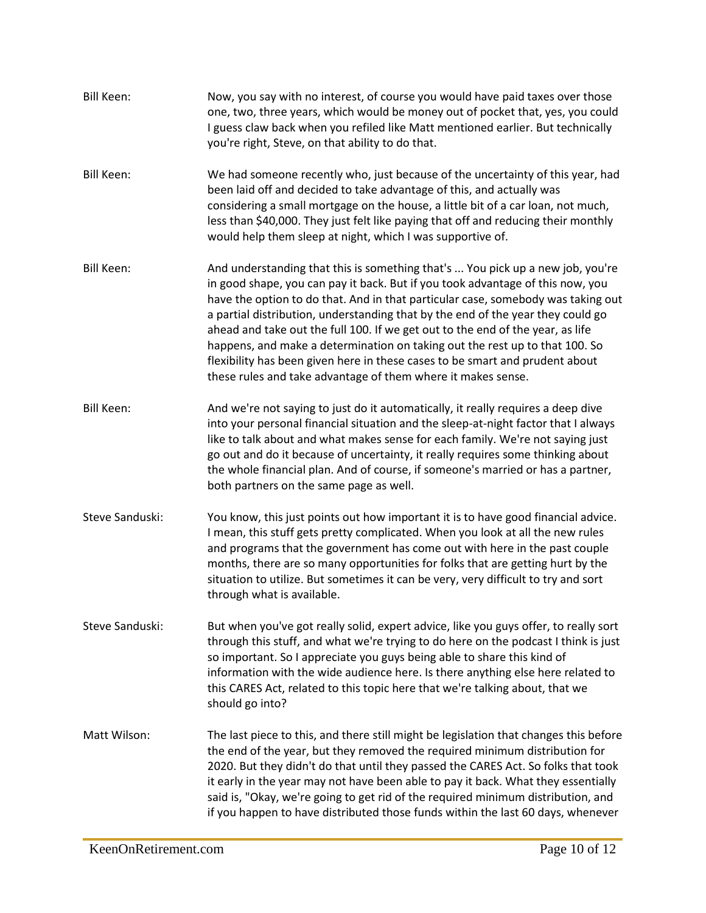**Bill Keen:** Now, you say with no interest, of course you would have paid taxes over those one, two, three years, which would be money out of pocket that, yes, you could I guess claw back when you refiled like Matt mentioned earlier. But technically you're right, Steve, on that ability to do that.

**Bill Keen:** We had someone recently who, just because of the uncertainty of this year, had been laid off and decided to take advantage of this, and actually was considering a small mortgage on the house, a little bit of a car loan, not much, less than $40,000. They just felt like paying that off and reducing their monthly would help them sleep at night, which I was supportive of.

**Bill Keen:** And understanding that this is something that's ... You pick up a new job, you're in good shape, you can pay it back. But if you took advantage of this now, you have the option to do that. And in that particular case, somebody was taking out a partial distribution, understanding that by the end of the year they could go ahead and take out the full 100. If we get out to the end of the year, as life happens, and make a determination on taking out the rest up to that 100. So flexibility has been given here in these cases to be smart and prudent about these rules and take advantage of them where it makes sense.

**Bill Keen:** And we're not saying to just do it automatically, it really requires a deep dive into your personal financial situation and the sleep-at-night factor that I always like to talk about and what makes sense for each family. We're not saying just go out and do it because of uncertainty, it really requires some thinking about the whole financial plan. And of course, if someone's married or has a partner, both partners on the same page as well.

**Steve Sanduski:** You know, this just points out how important it is to have good financial advice. I mean, this stuff gets pretty complicated. When you look at all the new rules and programs that the government has come out with here in the past couple months, there are so many opportunities for folks that are getting hurt by the situation to utilize. But sometimes it can be very, very difficult to try and sort through what is available.

**Steve Sanduski:** But when you've got really solid, expert advice, like you guys offer, to really sort through this stuff, and what we're trying to do here on the podcast I think is just so important. So I appreciate you guys being able to share this kind of information with the wide audience here. Is there anything else here related to this CARES Act, related to this topic here that we're talking about, that we should go into?

**Matt Wilson:** The last piece to this, and there still might be legislation that changes this before the end of the year, but they removed the required minimum distribution for 2020. But they didn't do that until they passed the CARES Act. So folks that took it early in the year may not have been able to pay it back. What they essentially said is, "Okay, we're going to get rid of the required minimum distribution, and if you happen to have distributed those funds within the last 60 days, whenever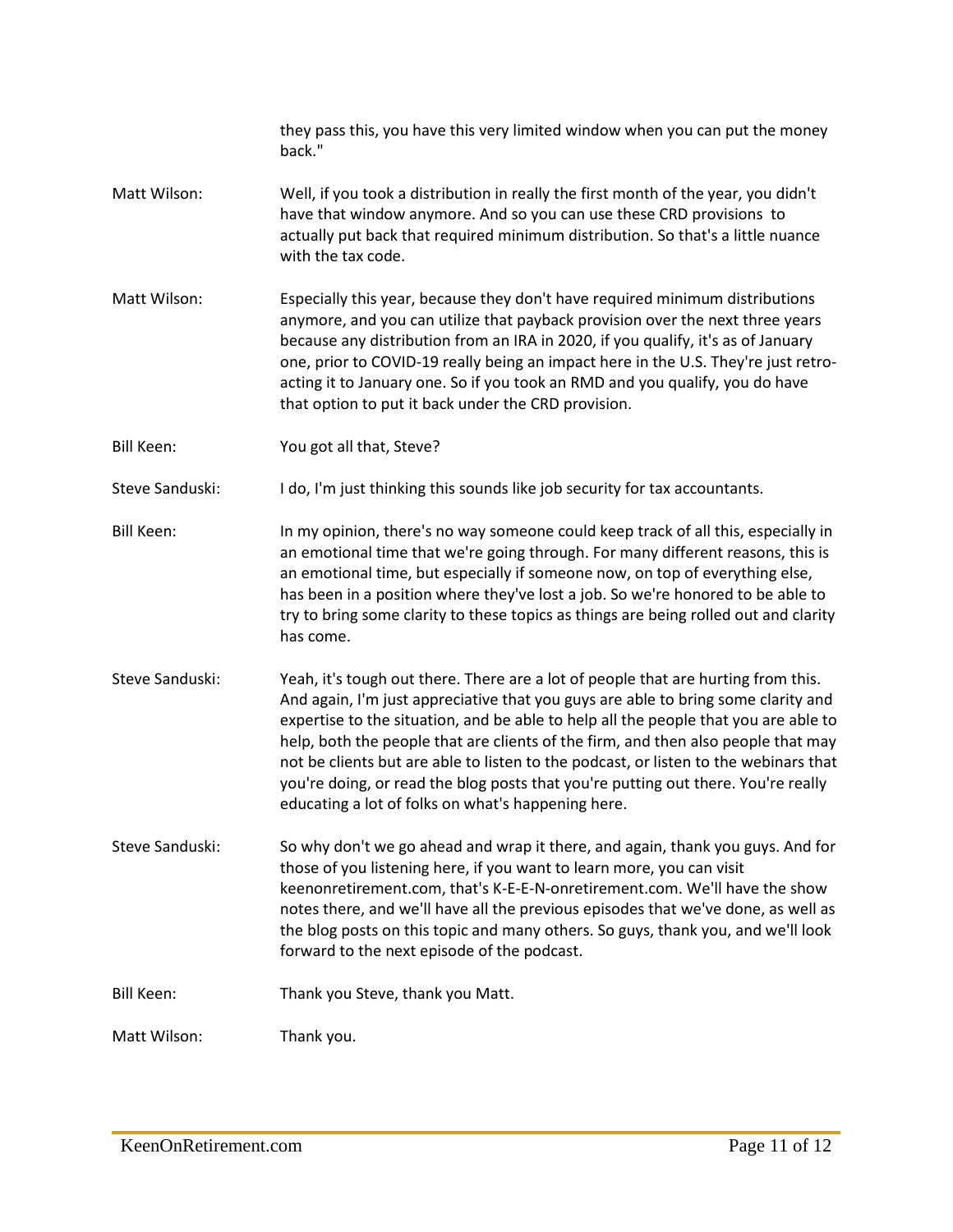they pass this, you have this very limited window when you can put the money back."

Matt Wilson: Well, if you took a distribution in really the first month of the year, you didn't have that window anymore. And so you can use these CRD provisions to actually put back that required minimum distribution. So that's a little nuance with the tax code.

Matt Wilson: Especially this year, because they don't have required minimum distributions anymore, and you can utilize that payback provision over the next three years because any distribution from an IRA in 2020, if you qualify, it's as of January one, prior to COVID-19 really being an impact here in the U.S. They're just retro-acting it to January one. So if you took an RMD and you qualify, you do have that option to put it back under the CRD provision.

Bill Keen: You got all that, Steve?

Steve Sanduski: I do, I'm just thinking this sounds like job security for tax accountants.

Bill Keen: In my opinion, there's no way someone could keep track of all this, especially in an emotional time that we're going through. For many different reasons, this is an emotional time, but especially if someone now, on top of everything else, has been in a position where they've lost a job. So we're honored to be able to try to bring some clarity to these topics as things are being rolled out and clarity has come.

Steve Sanduski: Yeah, it's tough out there. There are a lot of people that are hurting from this. And again, I'm just appreciative that you guys are able to bring some clarity and expertise to the situation, and be able to help all the people that you are able to help, both the people that are clients of the firm, and then also people that may not be clients but are able to listen to the podcast, or listen to the webinars that you're doing, or read the blog posts that you're putting out there. You're really educating a lot of folks on what's happening here.

Steve Sanduski: So why don't we go ahead and wrap it there, and again, thank you guys. And for those of you listening here, if you want to learn more, you can visit keenonretirement.com, that's K-E-E-N-onretirement.com. We'll have the show notes there, and we'll have all the previous episodes that we've done, as well as the blog posts on this topic and many others. So guys, thank you, and we'll look forward to the next episode of the podcast.

Bill Keen: Thank you Steve, thank you Matt.

Matt Wilson: Thank you.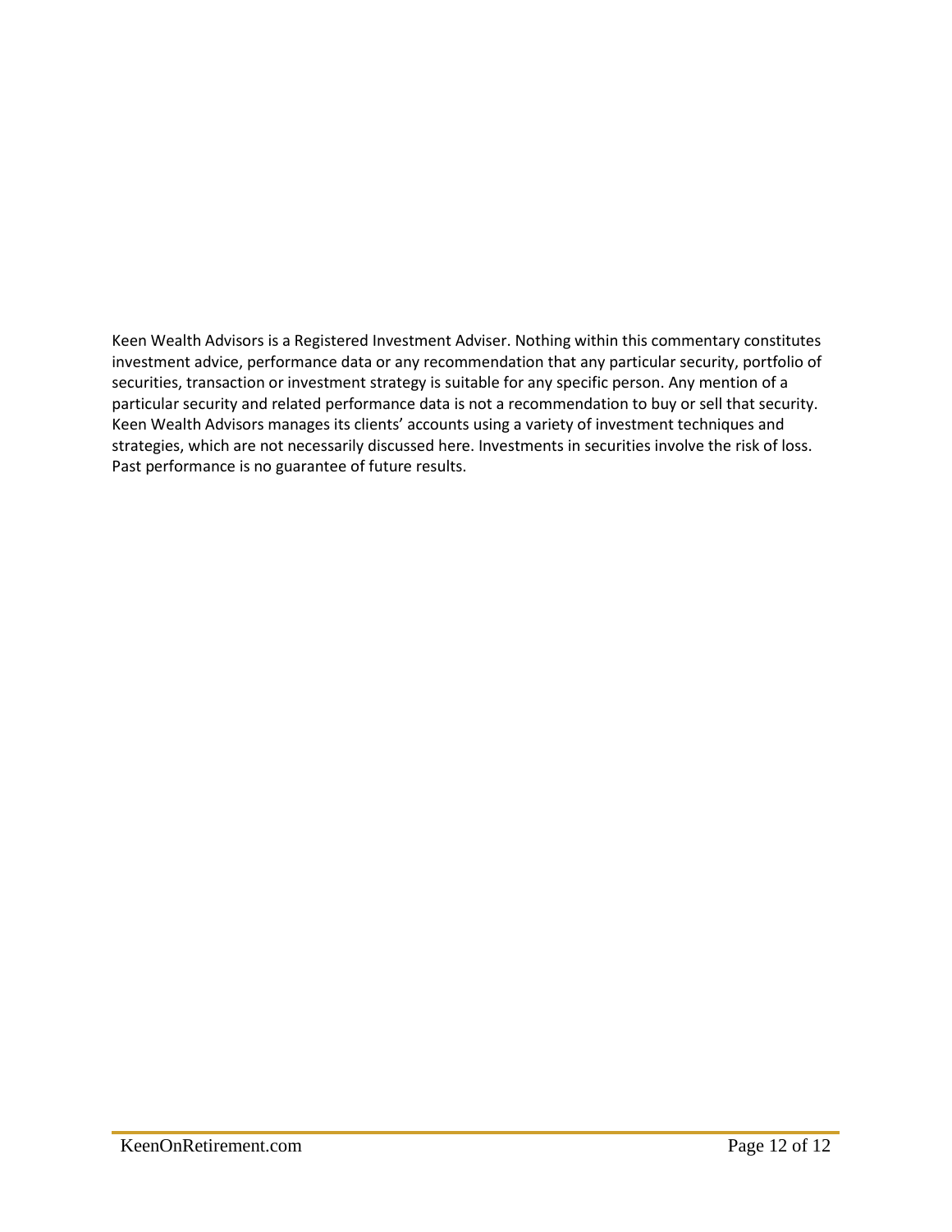Keen Wealth Advisors is a Registered Investment Adviser. Nothing within this commentary constitutes investment advice, performance data or any recommendation that any particular security, portfolio of securities, transaction or investment strategy is suitable for any specific person. Any mention of a particular security and related performance data is not a recommendation to buy or sell that security. Keen Wealth Advisors manages its clients' accounts using a variety of investment techniques and strategies, which are not necessarily discussed here. Investments in securities involve the risk of loss. Past performance is no guarantee of future results.